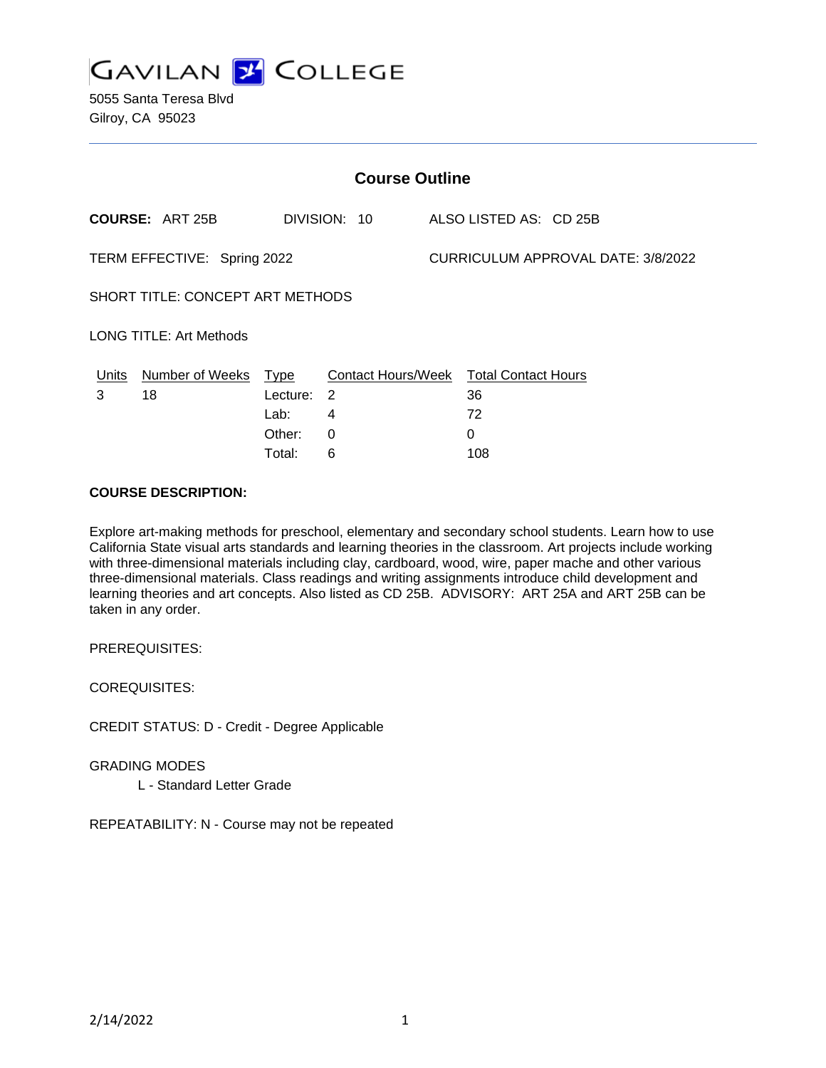# GAVILAN COLLEGE

5055 Santa Teresa Blvd
Gilroy, CA 95023

## Course Outline

**COURSE:** ART 25B DIVISION: 10 ALSO LISTED AS: CD 25B

TERM EFFECTIVE: Spring 2022 CURRICULUM APPROVAL DATE: 3/8/2022

SHORT TITLE: CONCEPT ART METHODS

LONG TITLE: Art Methods

| Units | Number of Weeks | Type | Contact Hours/Week | Total Contact Hours |
|---|---|---|---|---|
| 3 | 18 | Lecture: | 2 | 36 |
| | | Lab: | 4 | 72 |
| | | Other: | 0 | 0 |
| | | Total: | 6 | 108 |

**COURSE DESCRIPTION:**

Explore art-making methods for preschool, elementary and secondary school students. Learn how to use California State visual arts standards and learning theories in the classroom. Art projects include working with three-dimensional materials including clay, cardboard, wood, wire, paper mache and other various three-dimensional materials. Class readings and writing assignments introduce child development and learning theories and art concepts. Also listed as CD 25B. ADVISORY: ART 25A and ART 25B can be taken in any order.

PREREQUISITES:

COREQUISITES:

CREDIT STATUS: D - Credit - Degree Applicable

GRADING MODES

L - Standard Letter Grade

REPEATABILITY: N - Course may not be repeated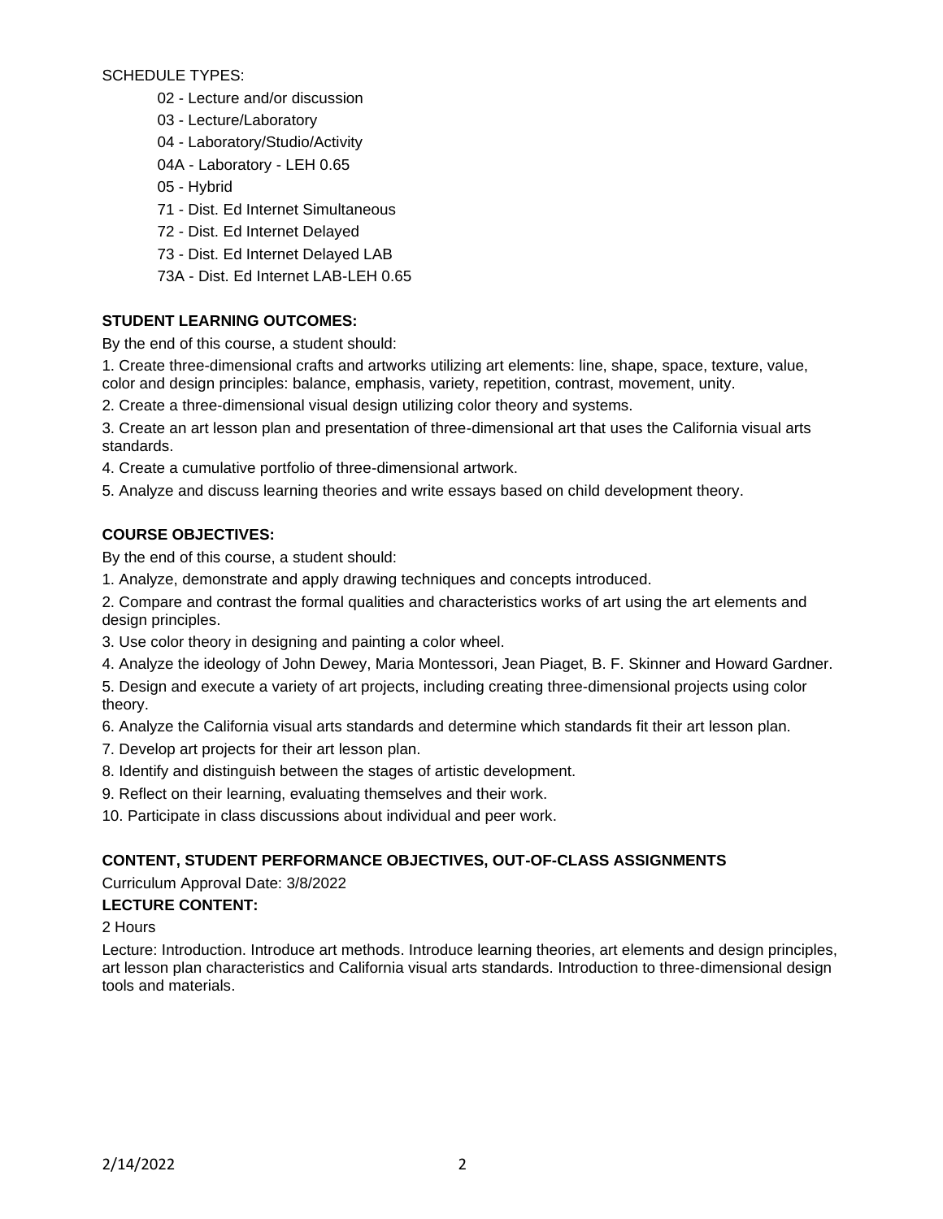SCHEDULE TYPES:

- 02 - Lecture and/or discussion
- 03 - Lecture/Laboratory
- 04 - Laboratory/Studio/Activity
- 04A - Laboratory - LEH 0.65
- 05 - Hybrid
- 71 - Dist. Ed Internet Simultaneous
- 72 - Dist. Ed Internet Delayed
- 73 - Dist. Ed Internet Delayed LAB
- 73A - Dist. Ed Internet LAB-LEH 0.65

**STUDENT LEARNING OUTCOMES:**

By the end of this course, a student should:

1. Create three-dimensional crafts and artworks utilizing art elements: line, shape, space, texture, value, color and design principles: balance, emphasis, variety, repetition, contrast, movement, unity.
2. Create a three-dimensional visual design utilizing color theory and systems.
3. Create an art lesson plan and presentation of three-dimensional art that uses the California visual arts standards.
4. Create a cumulative portfolio of three-dimensional artwork.
5. Analyze and discuss learning theories and write essays based on child development theory.

**COURSE OBJECTIVES:**

By the end of this course, a student should:

1. Analyze, demonstrate and apply drawing techniques and concepts introduced.
2. Compare and contrast the formal qualities and characteristics works of art using the art elements and design principles.
3. Use color theory in designing and painting a color wheel.
4. Analyze the ideology of John Dewey, Maria Montessori, Jean Piaget, B. F. Skinner and Howard Gardner.
5. Design and execute a variety of art projects, including creating three-dimensional projects using color theory.
6. Analyze the California visual arts standards and determine which standards fit their art lesson plan.
7. Develop art projects for their art lesson plan.
8. Identify and distinguish between the stages of artistic development.
9. Reflect on their learning, evaluating themselves and their work.
10. Participate in class discussions about individual and peer work.

**CONTENT, STUDENT PERFORMANCE OBJECTIVES, OUT-OF-CLASS ASSIGNMENTS**

Curriculum Approval Date: 3/8/2022

**LECTURE CONTENT:**

2 Hours

Lecture: Introduction. Introduce art methods. Introduce learning theories, art elements and design principles, art lesson plan characteristics and California visual arts standards. Introduction to three-dimensional design tools and materials.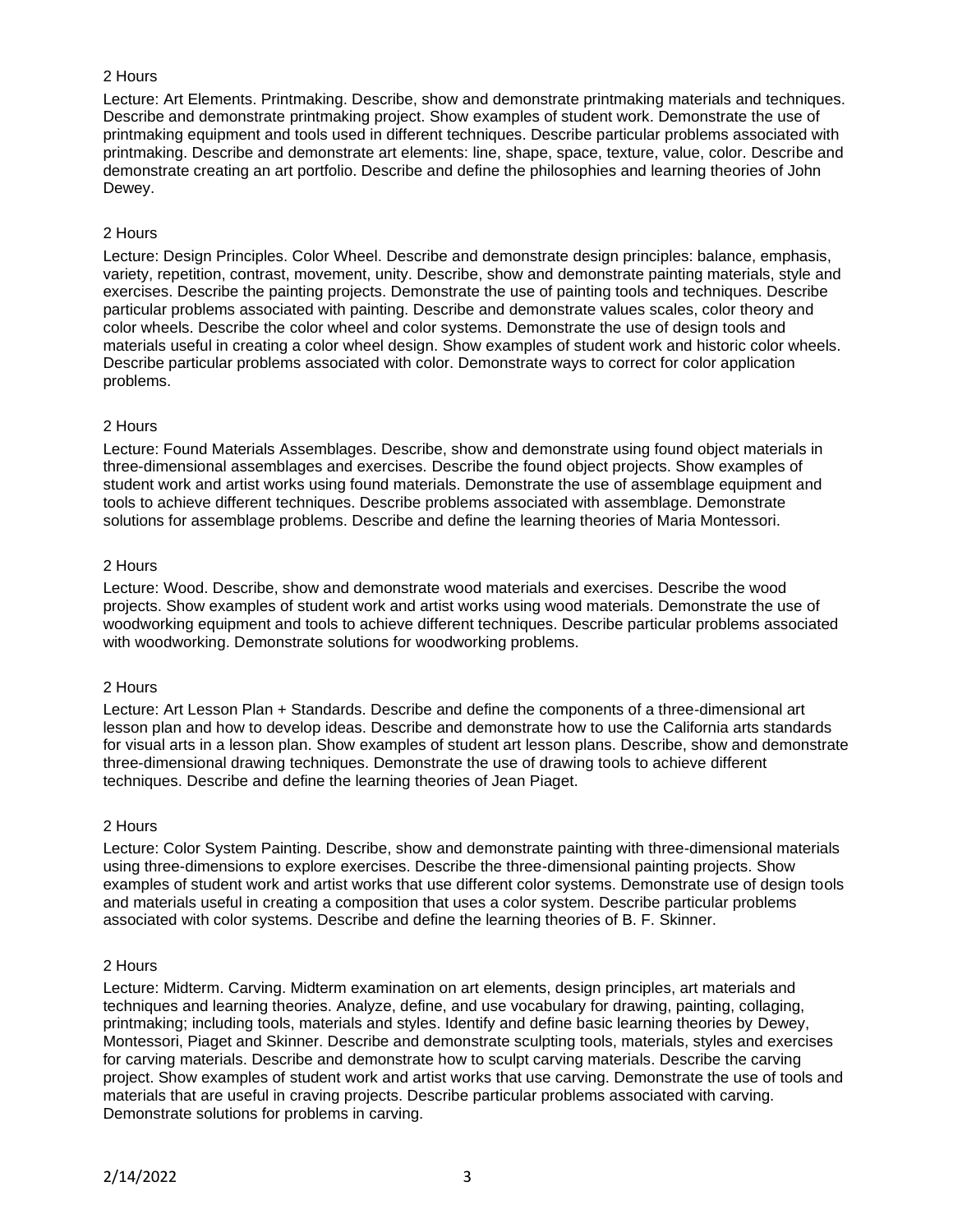2 Hours

Lecture: Art Elements. Printmaking. Describe, show and demonstrate printmaking materials and techniques. Describe and demonstrate printmaking project. Show examples of student work. Demonstrate the use of printmaking equipment and tools used in different techniques. Describe particular problems associated with printmaking. Describe and demonstrate art elements: line, shape, space, texture, value, color. Describe and demonstrate creating an art portfolio. Describe and define the philosophies and learning theories of John Dewey.

2 Hours

Lecture: Design Principles. Color Wheel. Describe and demonstrate design principles: balance, emphasis, variety, repetition, contrast, movement, unity. Describe, show and demonstrate painting materials, style and exercises. Describe the painting projects. Demonstrate the use of painting tools and techniques. Describe particular problems associated with painting. Describe and demonstrate values scales, color theory and color wheels. Describe the color wheel and color systems. Demonstrate the use of design tools and materials useful in creating a color wheel design. Show examples of student work and historic color wheels. Describe particular problems associated with color. Demonstrate ways to correct for color application problems.

2 Hours

Lecture: Found Materials Assemblages. Describe, show and demonstrate using found object materials in three-dimensional assemblages and exercises. Describe the found object projects. Show examples of student work and artist works using found materials. Demonstrate the use of assemblage equipment and tools to achieve different techniques. Describe problems associated with assemblage. Demonstrate solutions for assemblage problems. Describe and define the learning theories of Maria Montessori.

2 Hours

Lecture: Wood. Describe, show and demonstrate wood materials and exercises. Describe the wood projects. Show examples of student work and artist works using wood materials. Demonstrate the use of woodworking equipment and tools to achieve different techniques. Describe particular problems associated with woodworking. Demonstrate solutions for woodworking problems.

2 Hours

Lecture: Art Lesson Plan + Standards. Describe and define the components of a three-dimensional art lesson plan and how to develop ideas. Describe and demonstrate how to use the California arts standards for visual arts in a lesson plan. Show examples of student art lesson plans. Describe, show and demonstrate three-dimensional drawing techniques. Demonstrate the use of drawing tools to achieve different techniques. Describe and define the learning theories of Jean Piaget.

2 Hours

Lecture: Color System Painting. Describe, show and demonstrate painting with three-dimensional materials using three-dimensions to explore exercises. Describe the three-dimensional painting projects. Show examples of student work and artist works that use different color systems. Demonstrate use of design tools and materials useful in creating a composition that uses a color system. Describe particular problems associated with color systems. Describe and define the learning theories of B. F. Skinner.

2 Hours

Lecture: Midterm. Carving. Midterm examination on art elements, design principles, art materials and techniques and learning theories. Analyze, define, and use vocabulary for drawing, painting, collaging, printmaking; including tools, materials and styles. Identify and define basic learning theories by Dewey, Montessori, Piaget and Skinner. Describe and demonstrate sculpting tools, materials, styles and exercises for carving materials. Describe and demonstrate how to sculpt carving materials. Describe the carving project. Show examples of student work and artist works that use carving. Demonstrate the use of tools and materials that are useful in craving projects. Describe particular problems associated with carving. Demonstrate solutions for problems in carving.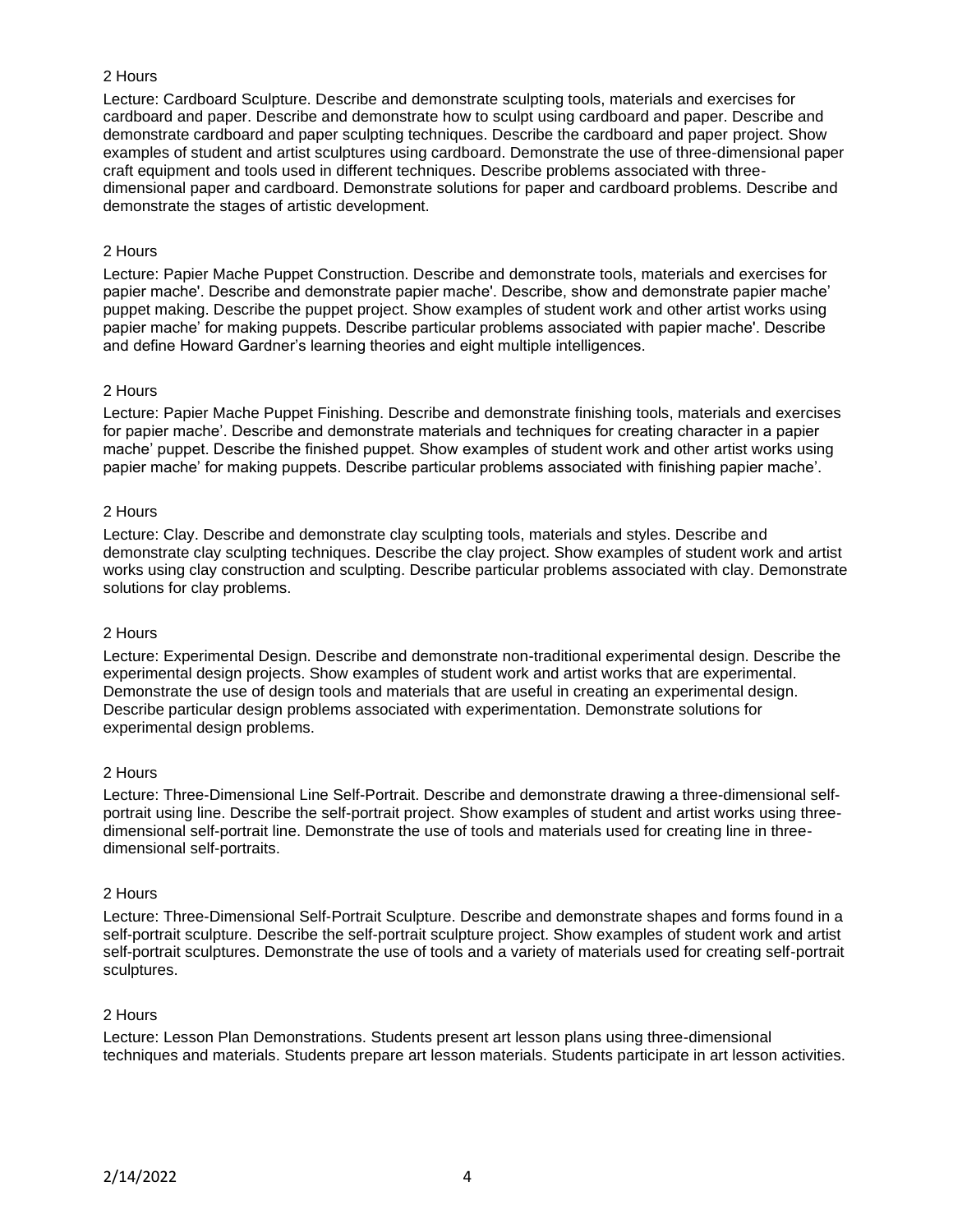2 Hours

Lecture: Cardboard Sculpture. Describe and demonstrate sculpting tools, materials and exercises for cardboard and paper. Describe and demonstrate how to sculpt using cardboard and paper. Describe and demonstrate cardboard and paper sculpting techniques. Describe the cardboard and paper project. Show examples of student and artist sculptures using cardboard. Demonstrate the use of three-dimensional paper craft equipment and tools used in different techniques. Describe problems associated with three-dimensional paper and cardboard. Demonstrate solutions for paper and cardboard problems. Describe and demonstrate the stages of artistic development.

2 Hours

Lecture: Papier Mache Puppet Construction. Describe and demonstrate tools, materials and exercises for papier mache'. Describe and demonstrate papier mache'. Describe, show and demonstrate papier mache' puppet making. Describe the puppet project. Show examples of student work and other artist works using papier mache' for making puppets. Describe particular problems associated with papier mache'. Describe and define Howard Gardner's learning theories and eight multiple intelligences.

2 Hours

Lecture: Papier Mache Puppet Finishing. Describe and demonstrate finishing tools, materials and exercises for papier mache'. Describe and demonstrate materials and techniques for creating character in a papier mache' puppet. Describe the finished puppet. Show examples of student work and other artist works using papier mache' for making puppets. Describe particular problems associated with finishing papier mache'.

2 Hours

Lecture: Clay. Describe and demonstrate clay sculpting tools, materials and styles. Describe and demonstrate clay sculpting techniques. Describe the clay project. Show examples of student work and artist works using clay construction and sculpting. Describe particular problems associated with clay. Demonstrate solutions for clay problems.

2 Hours

Lecture: Experimental Design. Describe and demonstrate non-traditional experimental design. Describe the experimental design projects. Show examples of student work and artist works that are experimental. Demonstrate the use of design tools and materials that are useful in creating an experimental design. Describe particular design problems associated with experimentation. Demonstrate solutions for experimental design problems.

2 Hours

Lecture: Three-Dimensional Line Self-Portrait. Describe and demonstrate drawing a three-dimensional self-portrait using line. Describe the self-portrait project. Show examples of student and artist works using three-dimensional self-portrait line. Demonstrate the use of tools and materials used for creating line in three-dimensional self-portraits.

2 Hours

Lecture: Three-Dimensional Self-Portrait Sculpture. Describe and demonstrate shapes and forms found in a self-portrait sculpture. Describe the self-portrait sculpture project. Show examples of student work and artist self-portrait sculptures. Demonstrate the use of tools and a variety of materials used for creating self-portrait sculptures.

2 Hours

Lecture: Lesson Plan Demonstrations. Students present art lesson plans using three-dimensional techniques and materials. Students prepare art lesson materials. Students participate in art lesson activities.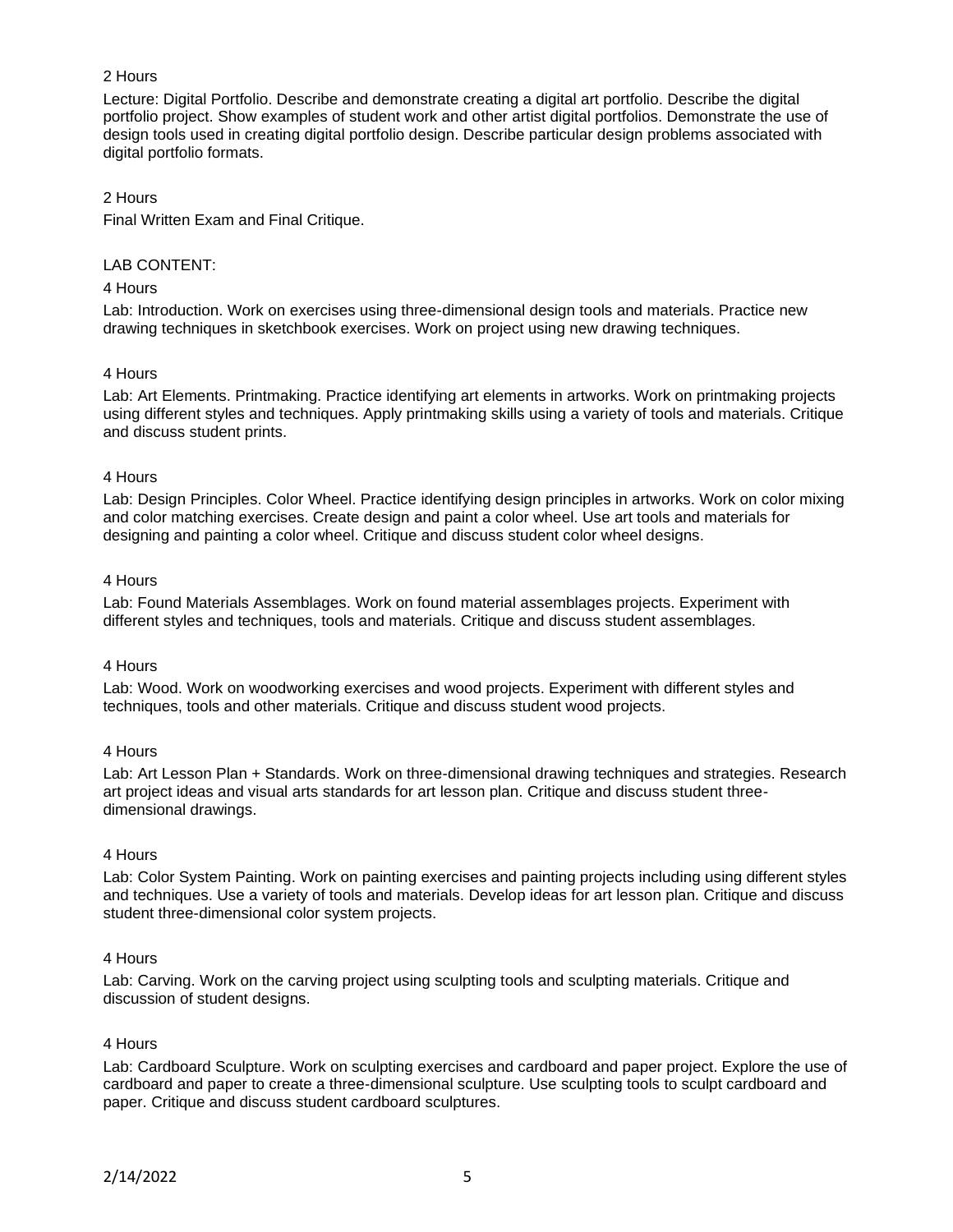2 Hours

Lecture: Digital Portfolio. Describe and demonstrate creating a digital art portfolio. Describe the digital portfolio project. Show examples of student work and other artist digital portfolios. Demonstrate the use of design tools used in creating digital portfolio design. Describe particular design problems associated with digital portfolio formats.

2 Hours

Final Written Exam and Final Critique.

LAB CONTENT:

4 Hours

Lab: Introduction. Work on exercises using three-dimensional design tools and materials. Practice new drawing techniques in sketchbook exercises. Work on project using new drawing techniques.

4 Hours

Lab: Art Elements. Printmaking. Practice identifying art elements in artworks. Work on printmaking projects using different styles and techniques. Apply printmaking skills using a variety of tools and materials. Critique and discuss student prints.

4 Hours

Lab: Design Principles. Color Wheel. Practice identifying design principles in artworks. Work on color mixing and color matching exercises. Create design and paint a color wheel. Use art tools and materials for designing and painting a color wheel. Critique and discuss student color wheel designs.

4 Hours

Lab: Found Materials Assemblages. Work on found material assemblages projects. Experiment with different styles and techniques, tools and materials. Critique and discuss student assemblages.

4 Hours

Lab: Wood. Work on woodworking exercises and wood projects. Experiment with different styles and techniques, tools and other materials. Critique and discuss student wood projects.

4 Hours

Lab: Art Lesson Plan + Standards. Work on three-dimensional drawing techniques and strategies. Research art project ideas and visual arts standards for art lesson plan. Critique and discuss student three-dimensional drawings.

4 Hours

Lab: Color System Painting. Work on painting exercises and painting projects including using different styles and techniques. Use a variety of tools and materials. Develop ideas for art lesson plan. Critique and discuss student three-dimensional color system projects.

4 Hours

Lab: Carving. Work on the carving project using sculpting tools and sculpting materials. Critique and discussion of student designs.

4 Hours

Lab: Cardboard Sculpture. Work on sculpting exercises and cardboard and paper project. Explore the use of cardboard and paper to create a three-dimensional sculpture. Use sculpting tools to sculpt cardboard and paper. Critique and discuss student cardboard sculptures.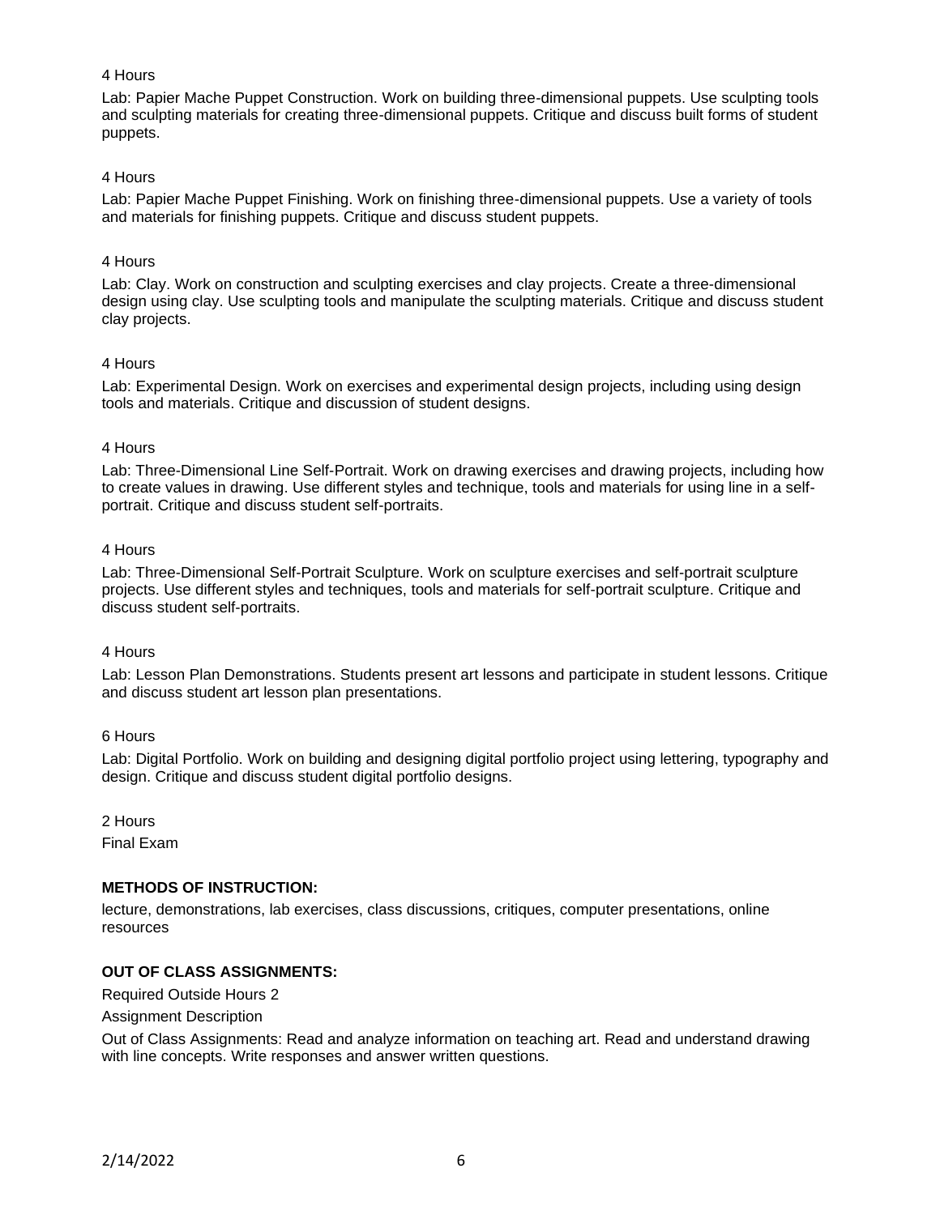4 Hours

Lab: Papier Mache Puppet Construction. Work on building three-dimensional puppets. Use sculpting tools and sculpting materials for creating three-dimensional puppets. Critique and discuss built forms of student puppets.

4 Hours

Lab: Papier Mache Puppet Finishing. Work on finishing three-dimensional puppets. Use a variety of tools and materials for finishing puppets. Critique and discuss student puppets.

4 Hours

Lab: Clay. Work on construction and sculpting exercises and clay projects. Create a three-dimensional design using clay. Use sculpting tools and manipulate the sculpting materials. Critique and discuss student clay projects.

4 Hours

Lab: Experimental Design. Work on exercises and experimental design projects, including using design tools and materials. Critique and discussion of student designs.

4 Hours

Lab: Three-Dimensional Line Self-Portrait. Work on drawing exercises and drawing projects, including how to create values in drawing. Use different styles and technique, tools and materials for using line in a self-portrait. Critique and discuss student self-portraits.

4 Hours

Lab: Three-Dimensional Self-Portrait Sculpture. Work on sculpture exercises and self-portrait sculpture projects. Use different styles and techniques, tools and materials for self-portrait sculpture. Critique and discuss student self-portraits.

4 Hours

Lab: Lesson Plan Demonstrations. Students present art lessons and participate in student lessons. Critique and discuss student art lesson plan presentations.

6 Hours

Lab: Digital Portfolio. Work on building and designing digital portfolio project using lettering, typography and design. Critique and discuss student digital portfolio designs.

2 Hours

Final Exam

**METHODS OF INSTRUCTION:**

lecture, demonstrations, lab exercises, class discussions, critiques, computer presentations, online resources

**OUT OF CLASS ASSIGNMENTS:**

Required Outside Hours 2

Assignment Description

Out of Class Assignments: Read and analyze information on teaching art. Read and understand drawing with line concepts. Write responses and answer written questions.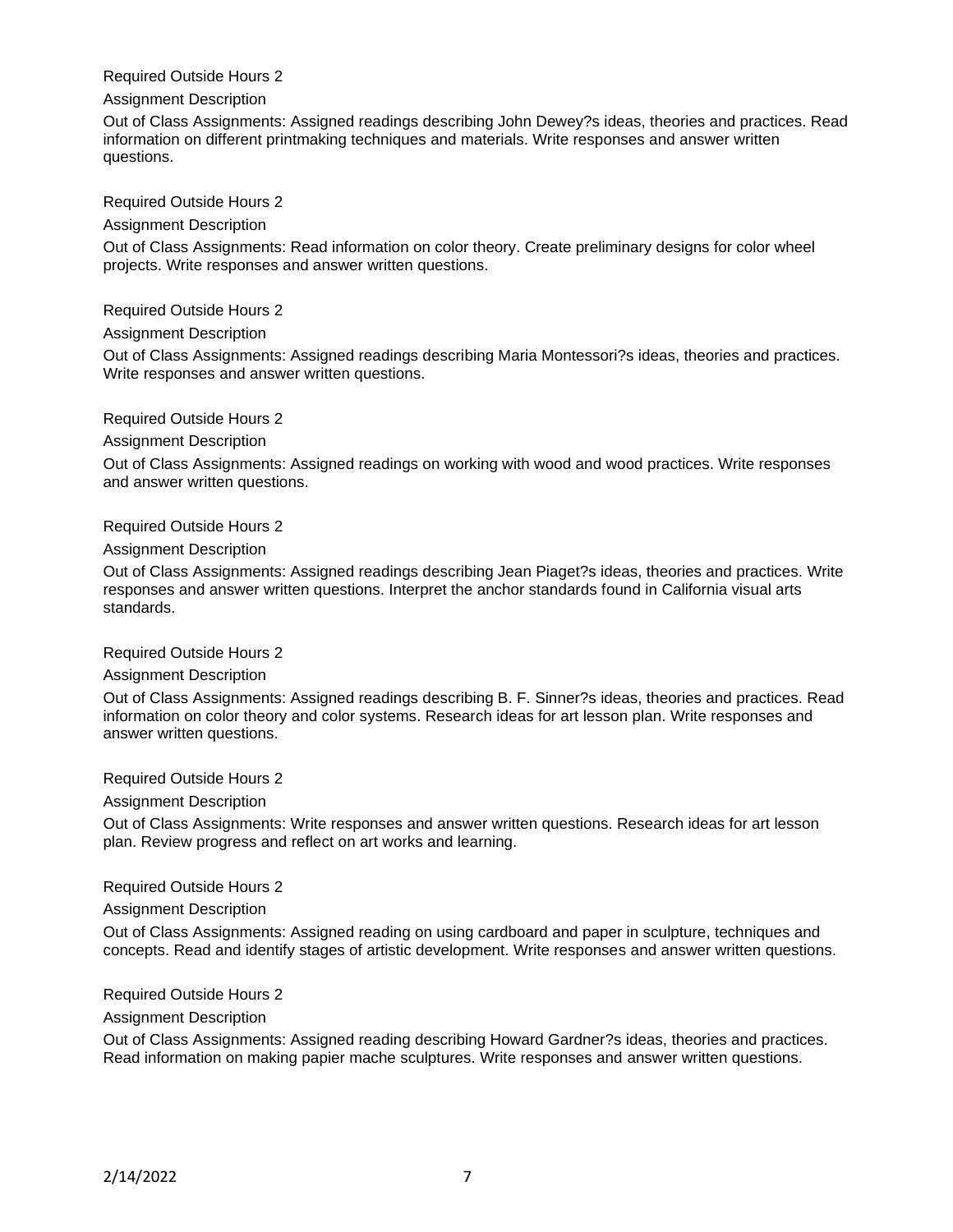Required Outside Hours 2

Assignment Description

Out of Class Assignments: Assigned readings describing John Dewey?s ideas, theories and practices. Read information on different printmaking techniques and materials. Write responses and answer written questions.

Required Outside Hours 2

Assignment Description

Out of Class Assignments: Read information on color theory. Create preliminary designs for color wheel projects. Write responses and answer written questions.

Required Outside Hours 2

Assignment Description

Out of Class Assignments: Assigned readings describing Maria Montessori?s ideas, theories and practices. Write responses and answer written questions.

Required Outside Hours 2

Assignment Description

Out of Class Assignments: Assigned readings on working with wood and wood practices. Write responses and answer written questions.

Required Outside Hours 2

Assignment Description

Out of Class Assignments: Assigned readings describing Jean Piaget?s ideas, theories and practices. Write responses and answer written questions. Interpret the anchor standards found in California visual arts standards.

Required Outside Hours 2

Assignment Description

Out of Class Assignments: Assigned readings describing B. F. Sinner?s ideas, theories and practices. Read information on color theory and color systems. Research ideas for art lesson plan. Write responses and answer written questions.

Required Outside Hours 2

Assignment Description

Out of Class Assignments: Write responses and answer written questions. Research ideas for art lesson plan. Review progress and reflect on art works and learning.

Required Outside Hours 2

Assignment Description

Out of Class Assignments: Assigned reading on using cardboard and paper in sculpture, techniques and concepts. Read and identify stages of artistic development. Write responses and answer written questions.

Required Outside Hours 2

Assignment Description

Out of Class Assignments: Assigned reading describing Howard Gardner?s ideas, theories and practices. Read information on making papier mache sculptures. Write responses and answer written questions.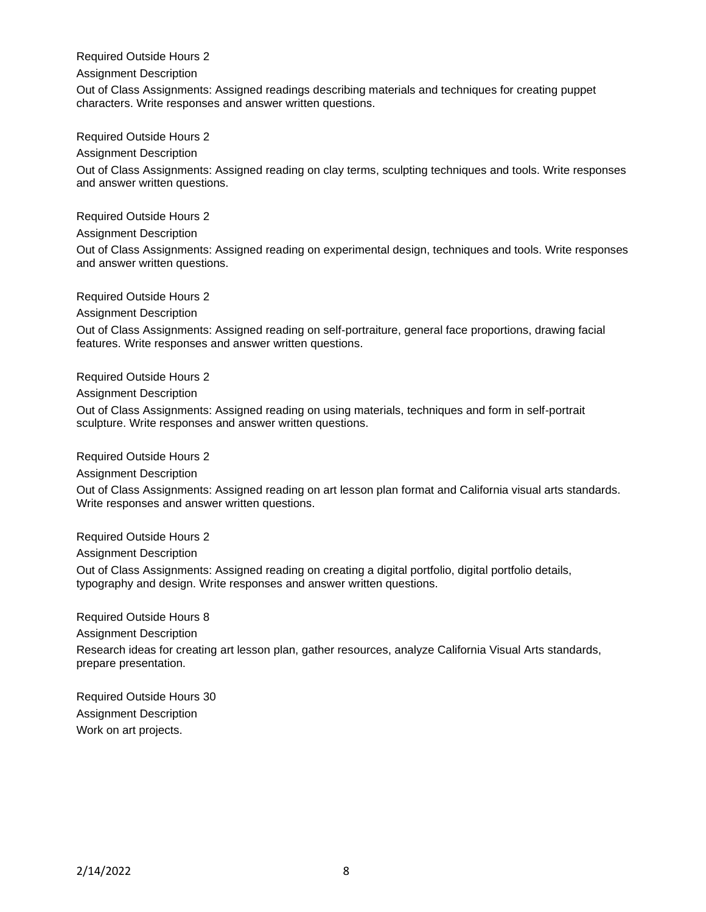Required Outside Hours 2

Assignment Description

Out of Class Assignments: Assigned readings describing materials and techniques for creating puppet characters. Write responses and answer written questions.

Required Outside Hours 2

Assignment Description

Out of Class Assignments: Assigned reading on clay terms, sculpting techniques and tools. Write responses and answer written questions.

Required Outside Hours 2

Assignment Description

Out of Class Assignments: Assigned reading on experimental design, techniques and tools. Write responses and answer written questions.

Required Outside Hours 2

Assignment Description

Out of Class Assignments: Assigned reading on self-portraiture, general face proportions, drawing facial features. Write responses and answer written questions.

Required Outside Hours 2

Assignment Description

Out of Class Assignments: Assigned reading on using materials, techniques and form in self-portrait sculpture. Write responses and answer written questions.

Required Outside Hours 2

Assignment Description

Out of Class Assignments: Assigned reading on art lesson plan format and California visual arts standards. Write responses and answer written questions.

Required Outside Hours 2

Assignment Description

Out of Class Assignments: Assigned reading on creating a digital portfolio, digital portfolio details, typography and design. Write responses and answer written questions.

Required Outside Hours 8

Assignment Description

Research ideas for creating art lesson plan, gather resources, analyze California Visual Arts standards, prepare presentation.

Required Outside Hours 30

Assignment Description

Work on art projects.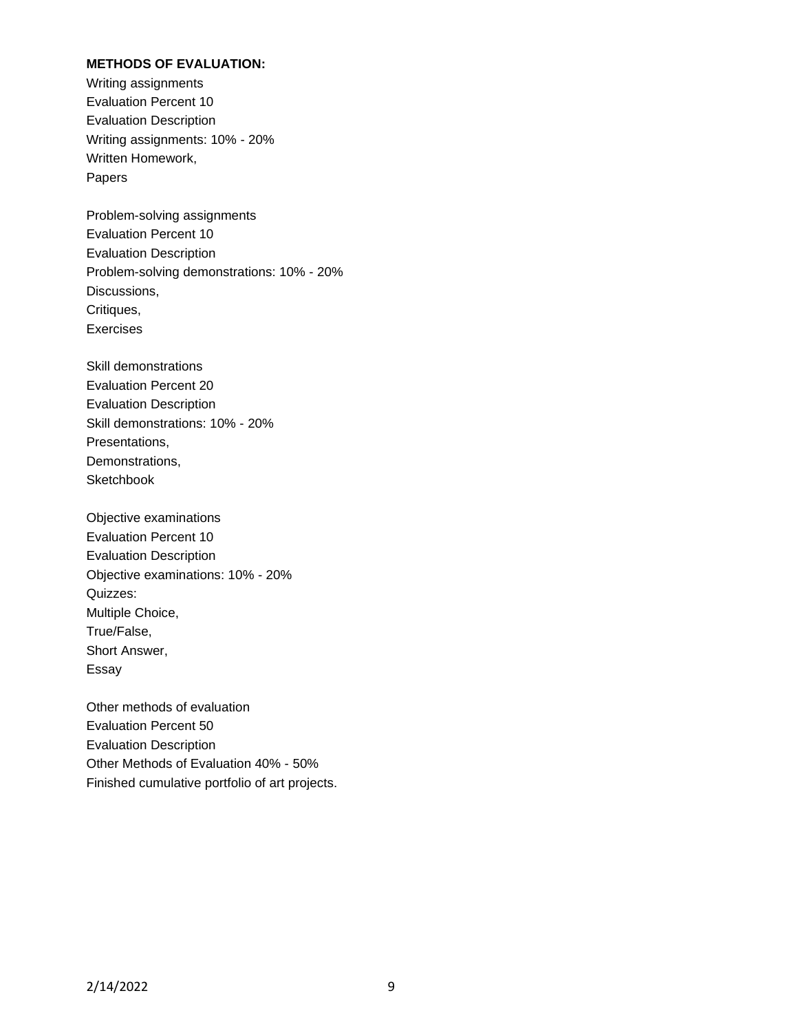**METHODS OF EVALUATION:**

Writing assignments
Evaluation Percent 10
Evaluation Description
Writing assignments: 10% - 20%
Written Homework,
Papers

Problem-solving assignments
Evaluation Percent 10
Evaluation Description
Problem-solving demonstrations: 10% - 20%
Discussions,
Critiques,
Exercises

Skill demonstrations
Evaluation Percent 20
Evaluation Description
Skill demonstrations: 10% - 20%
Presentations,
Demonstrations,
Sketchbook

Objective examinations
Evaluation Percent 10
Evaluation Description
Objective examinations: 10% - 20%
Quizzes:
Multiple Choice,
True/False,
Short Answer,
Essay

Other methods of evaluation
Evaluation Percent 50
Evaluation Description
Other Methods of Evaluation 40% - 50%
Finished cumulative portfolio of art projects.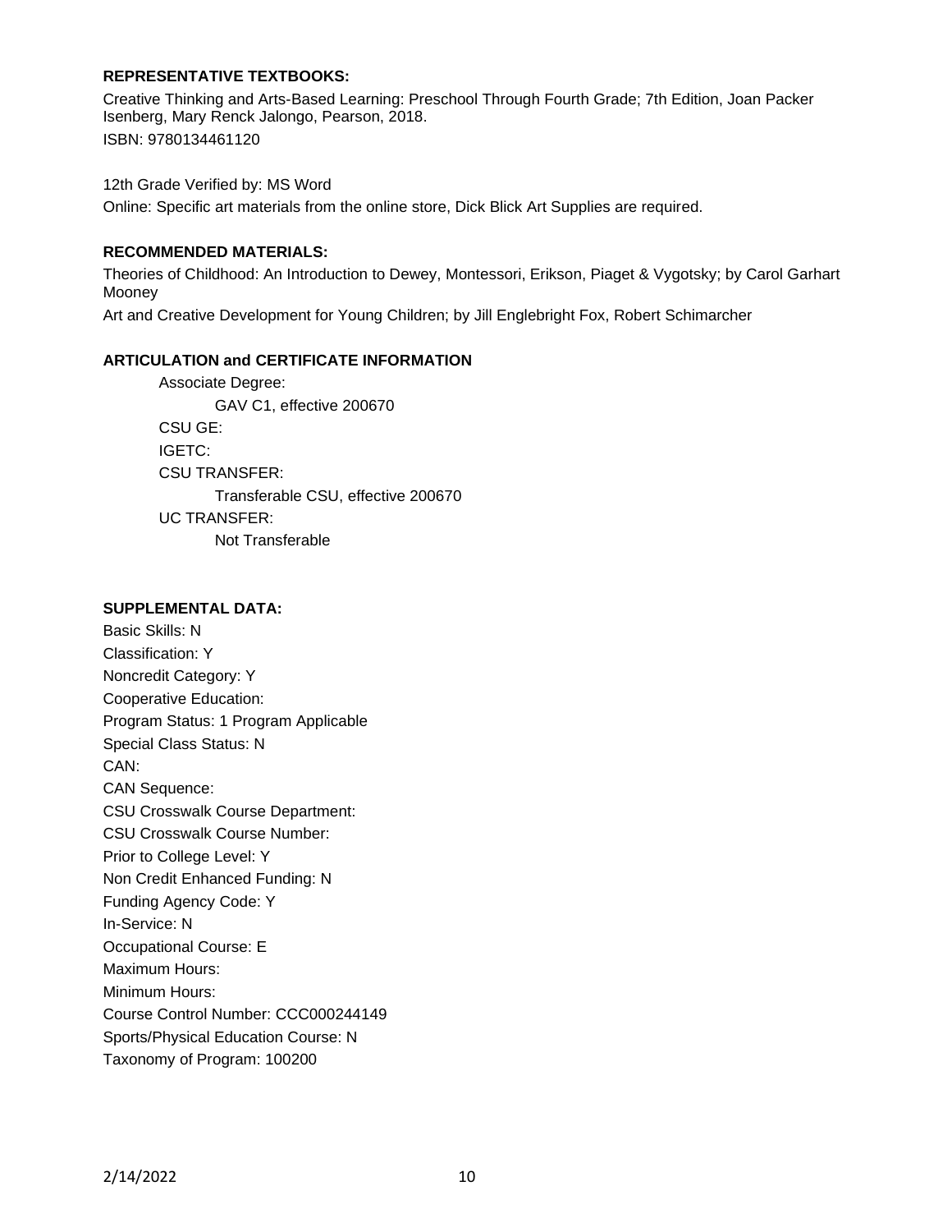**REPRESENTATIVE TEXTBOOKS:**

Creative Thinking and Arts-Based Learning: Preschool Through Fourth Grade; 7th Edition, Joan Packer Isenberg, Mary Renck Jalongo, Pearson, 2018.
ISBN: 9780134461120

12th Grade Verified by: MS Word
Online: Specific art materials from the online store, Dick Blick Art Supplies are required.

**RECOMMENDED MATERIALS:**

Theories of Childhood: An Introduction to Dewey, Montessori, Erikson, Piaget & Vygotsky; by Carol Garhart Mooney
Art and Creative Development for Young Children; by Jill Englebright Fox, Robert Schimarcher

**ARTICULATION and CERTIFICATE INFORMATION**

Associate Degree:
  GAV C1, effective 200670
CSU GE:
IGETC:
CSU TRANSFER:
  Transferable CSU, effective 200670
UC TRANSFER:
  Not Transferable

**SUPPLEMENTAL DATA:**

Basic Skills: N
Classification: Y
Noncredit Category: Y
Cooperative Education:
Program Status: 1 Program Applicable
Special Class Status: N
CAN:
CAN Sequence:
CSU Crosswalk Course Department:
CSU Crosswalk Course Number:
Prior to College Level: Y
Non Credit Enhanced Funding: N
Funding Agency Code: Y
In-Service: N
Occupational Course: E
Maximum Hours:
Minimum Hours:
Course Control Number: CCC000244149
Sports/Physical Education Course: N
Taxonomy of Program: 100200